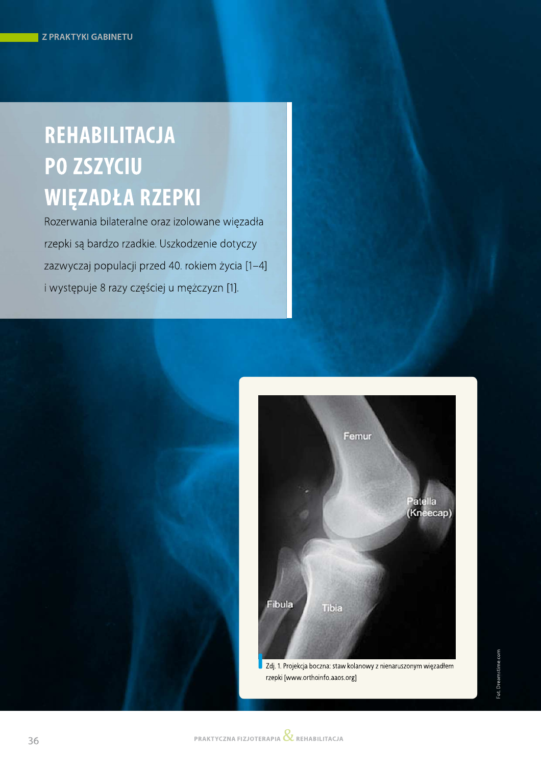# REHABILITACJA PO ZSZYCIU WIĘZADŁA RZEPKI

Rozerwania bilateralne oraz izolowane więzadła rzepki są bardzo rzadkie. Uszkodzenie dotyczy zazwyczaj populacji przed 40. rokiem życia [1–4] i występuje 8 razy częściej u mężczyzn [1].

Femur

Patella (Kneecap)

Fibula

Tibia

Zdj. 1. Projekcja boczna: staw kolanowy z nienaruszonym więzadłem rzepki [www.orthoinfo.aaos.org]

Fot. Dreamstime.com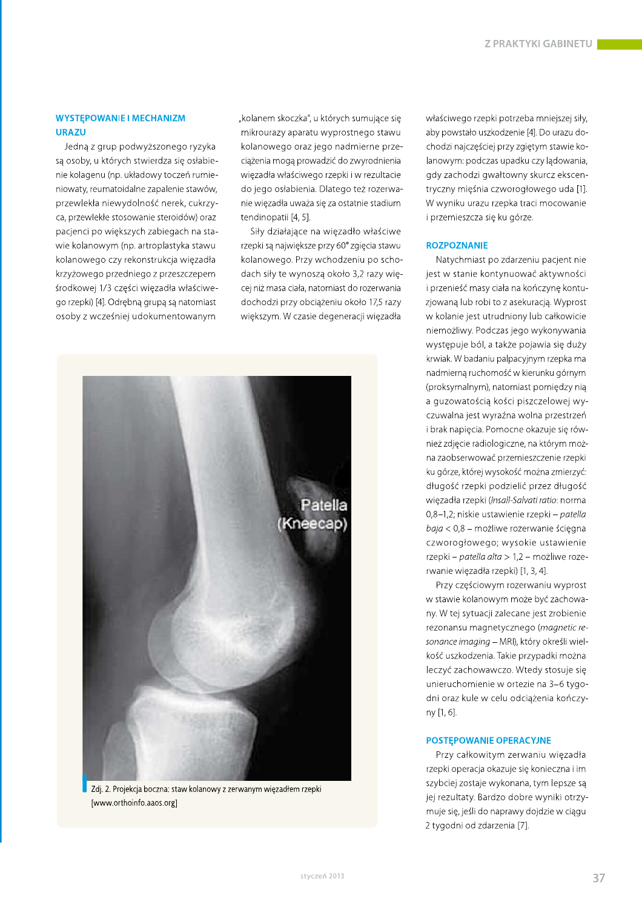## WYSTĘPOWANIE I MECHANIZM URAZU

Jedną z grup podwyższonego ryzyka są osoby, u których stwierdza się osłabienie kolagenu (np. układowy toczeń rumieniowaty, reumatoidalne zapalenie stawów, przewlekła niewydolność nerek, cukrzyca, przewlekłe stosowanie steroidów) oraz pacjenci po większych zabiegach na stawie kolanowym (np. artroplastyka stawu kolanowego czy rekonstrukcja więzadła krzyżowego przedniego z przeszczepem środkowej 1/3 części więzadła właściwego rzepki) [4]. Odrębną grupą są natomiast osoby z wcześniej udokumentowanym „kolanem skoczka", u których sumujące się mikrourazy aparatu wyprostnego stawu kolanowego oraz jego nadmierne przeciążenia mogą prowadzić do zwyrodnienia więzadła właściwego rzepki i w rezultacie do jego osłabienia. Dlatego też rozerwanie więzadła uważa się za ostatnie stadium tendinopatii [4, 5].

Siły działające na więzadło właściwe rzepki są największe przy 60° zgięcia stawu kolanowego. Przy wchodzeniu po schodach siły te wynoszą około 3,2 razy więcej niż masa ciała, natomiast do rozerwania dochodzi przy obciążeniu około 17,5 razy większym. W czasie degeneracji więzadła właściwego rzepki potrzeba mniejszej siły, aby powstało uszkodzenie [4]. Do urazu dochodzi najczęściej przy zgiętym stawie kolanowym: podczas upadku czy lądowania, gdy zachodzi gwałtowny skurcz ekscentryczny mięśnia czworogłowego uda [1]. W wyniku urazu rzepka traci mocowanie i przemieszcza się ku górze.

Zdj. 2. Projekcja boczna: staw kolanowy z zerwanym więzadłem rzepki [www.orthoinfo.aaos.org]

## ROZPOZNANIE

Natychmiast po zdarzeniu pacjent nie jest w stanie kontynuować aktywności i przenieść masy ciała na kończynę kontuzjowaną lub robi to z asekuracją. Wyprost w kolanie jest utrudniony lub całkowicie niemożliwy. Podczas jego wykonywania występuje ból, a także pojawia się duży krwiak. W badaniu palpacyjnym rzepka ma nadmierną ruchomość w kierunku górnym (proksymalnym), natomiast pomiędzy nią a guzowatością kości piszczelowej wyczuwalna jest wyraźna wolna przestrzeń i brak napięcia. Pomocne okazuje się również zdjęcie radiologiczne, na którym można zaobserwować przemieszczenie rzepki ku górze, której wysokość można zmierzyć: długość rzepki podzielić przez długość więzadła rzepki (*Insall-Salvati ratio*: norma 0,8–1,2; niskie ustawienie rzepki – *patella baja* < 0,8 – możliwe rozerwanie ścięgna czworogłowego; wysokie ustawienie rzepki – *patella alta* > 1,2 – możliwe rozerwanie więzadła rzepki) [1, 3, 4].

Przy częściowym rozerwaniu wyprost w stawie kolanowym może być zachowany. W tej sytuacji zalecane jest zrobienie rezonansu magnetycznego (*magnetic resonance imaging* – MRI), który określi wielkość uszkodzenia. Takie przypadki można leczyć zachowawczo. Wtedy stosuje się unieruchomienie w ortezie na 3–6 tygodni oraz kule w celu odciążenia kończyny [1, 6].

## POSTĘPOWANIE OPERACYJNE

Przy całkowitym zerwaniu więzadła rzepki operacja okazuje się konieczna i im szybciej zostaje wykonana, tym lepsze są jej rezultaty. Bardzo dobre wyniki otrzymuje się, jeśli do naprawy dojdzie w ciągu 2 tygodni od zdarzenia [7].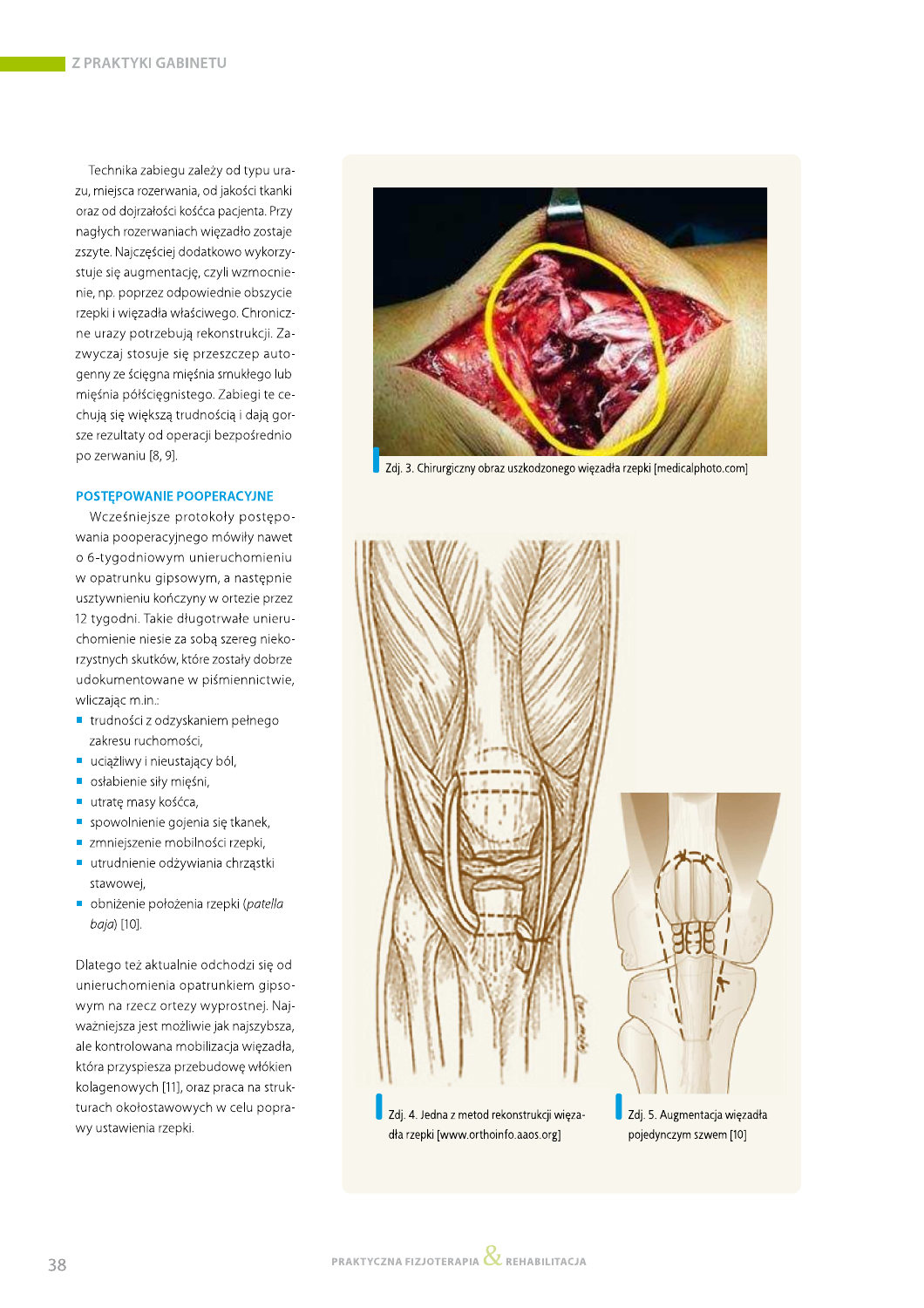Technika zabiegu zależy od typu urazu, miejsca rozerwania, od jakości tkanki oraz od dojrzałości kośćca pacjenta. Przy nagłych rozerwaniach więzadło zostaje zszyte. Najczęściej dodatkowo wykorzystuje się augmentację, czyli wzmocnienie, np. poprzez odpowiednie obszycie rzepki i więzadła właściwego. Chroniczne urazy potrzebują rekonstrukcji. Zazwyczaj stosuje się przeszczep autogenny ze ścięgna mięśnia smukłego lub mięśnia półścięgnistego. Zabiegi te cechują się większą trudnością i dają gorsze rezultaty od operacji bezpośrednio po zerwaniu [8, 9].

## POSTĘPOWANIE POOPERACYJNE

Wcześniejsze protokoły postępowania pooperacyjnego mówiły nawet o 6-tygodniowym unieruchomieniu w opatrunku gipsowym, a następnie usztywnieniu kończyny w ortezie przez 12 tygodni. Takie długotrwałe unieruchomienie niesie za sobą szereg niekorzystnych skutków, które zostały dobrze udokumentowane w piśmiennictwie, wliczając m.in.:

- trudności z odzyskaniem pełnego zakresu ruchomości,
- uciążliwy i nieustający ból,
- osłabienie siły mięśni,
- utratę masy kośćca,
- spowolnienie gojenia się tkanek,
- zmniejszenie mobilności rzepki,
- utrudnienie odżywiania chrząstki stawowej,
- obniżenie położenia rzepki (*patella baja*) [10].

Dlatego też aktualnie odchodzi się od unieruchomienia opatrunkiem gipsowym na rzecz ortezy wyprostnej. Najważniejsza jest możliwie jak najszybsza, ale kontrolowana mobilizacja więzadła, która przyspiesza przebudowę włókien kolagenowych [11], oraz praca na strukturach okołostawowych w celu poprawy ustawienia rzepki.

Zdj. 3. Chirurgiczny obraz uszkodzonego więzadła rzepki [medicalphoto.com]

Zdj. 4. Jedna z metod rekonstrukcji więzadła rzepki [www.orthoinfo.aaos.org]

Zdj. 5. Augmentacja więzadła pojedynczym szwem [10]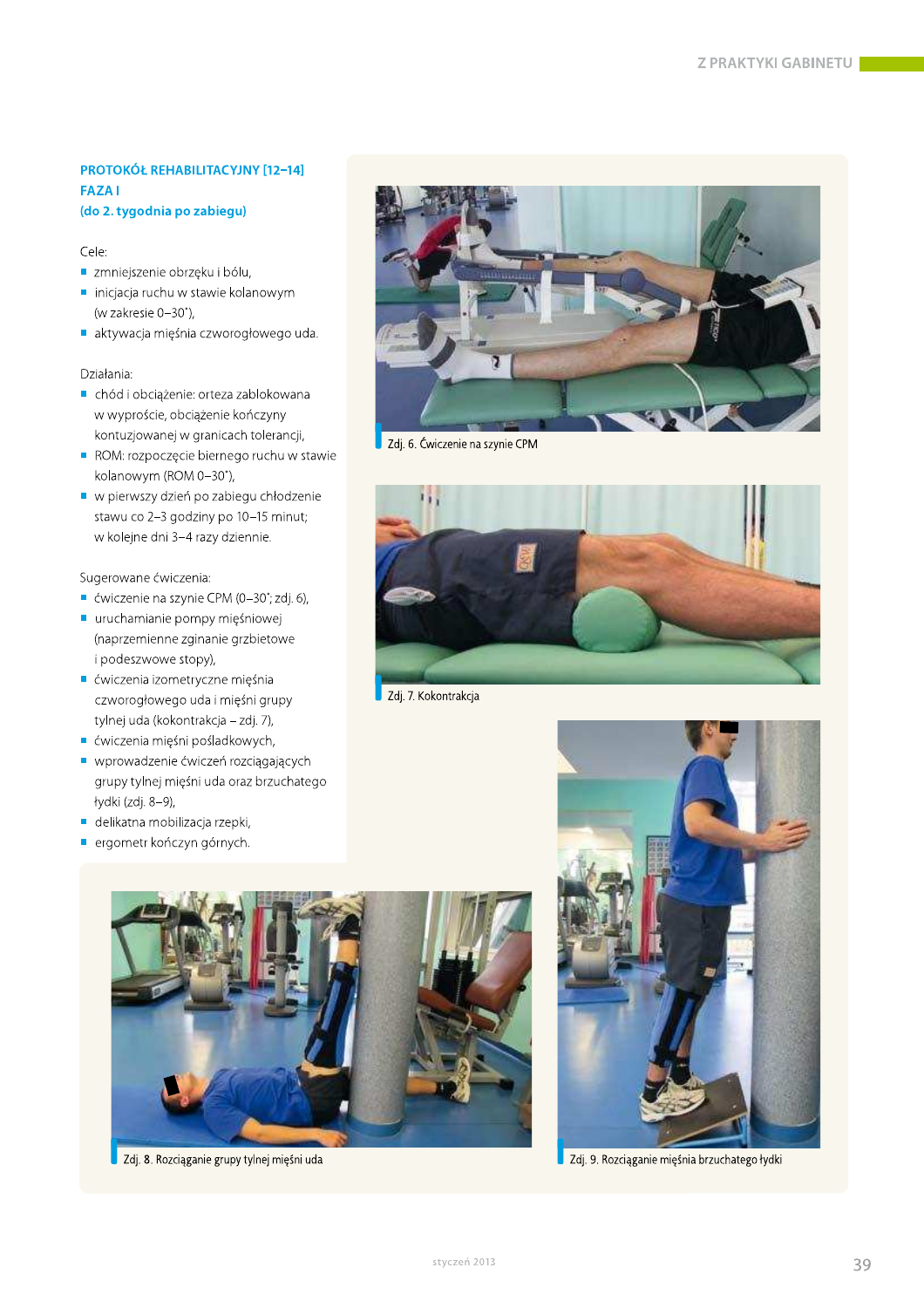## PROTOKÓŁ REHABILITACYJNY [12–14]
### FAZA I
### (do 2. tygodnia po zabiegu)

Cele:

- zmniejszenie obrzęku i bólu,
- inicjacja ruchu w stawie kolanowym (w zakresie 0–30°),
- aktywacja mięśnia czworogłowego uda.

Działania:

- chód i obciążenie: orteza zablokowana w wyproście, obciążenie kończyny kontuzjowanej w granicach tolerancji,
- ROM: rozpoczęcie biernego ruchu w stawie kolanowym (ROM 0–30°),
- w pierwszy dzień po zabiegu chłodzenie stawu co 2–3 godziny po 10–15 minut; w kolejne dni 3–4 razy dziennie.

Sugerowane ćwiczenia:

- ćwiczenie na szynie CPM (0–30°; zdj. 6),
- uruchamianie pompy mięśniowej (naprzemienne zginanie grzbietowe i podeszwowe stopy),
- ćwiczenia izometryczne mięśnia czworogłowego uda i mięśni grupy tylnej uda (kokontrakcja – zdj. 7),
- ćwiczenia mięśni pośladkowych,
- wprowadzenie ćwiczeń rozciągających grupy tylnej mięśni uda oraz brzuchatego łydki (zdj. 8–9),
- delikatna mobilizacja rzepki,
- ergometr kończyn górnych.

Zdj. 6. Ćwiczenie na szynie CPM

Zdj. 7. Kokontrakcja

Zdj. 8. Rozciąganie grupy tylnej mięśni uda

Zdj. 9. Rozciąganie mięśnia brzuchatego łydki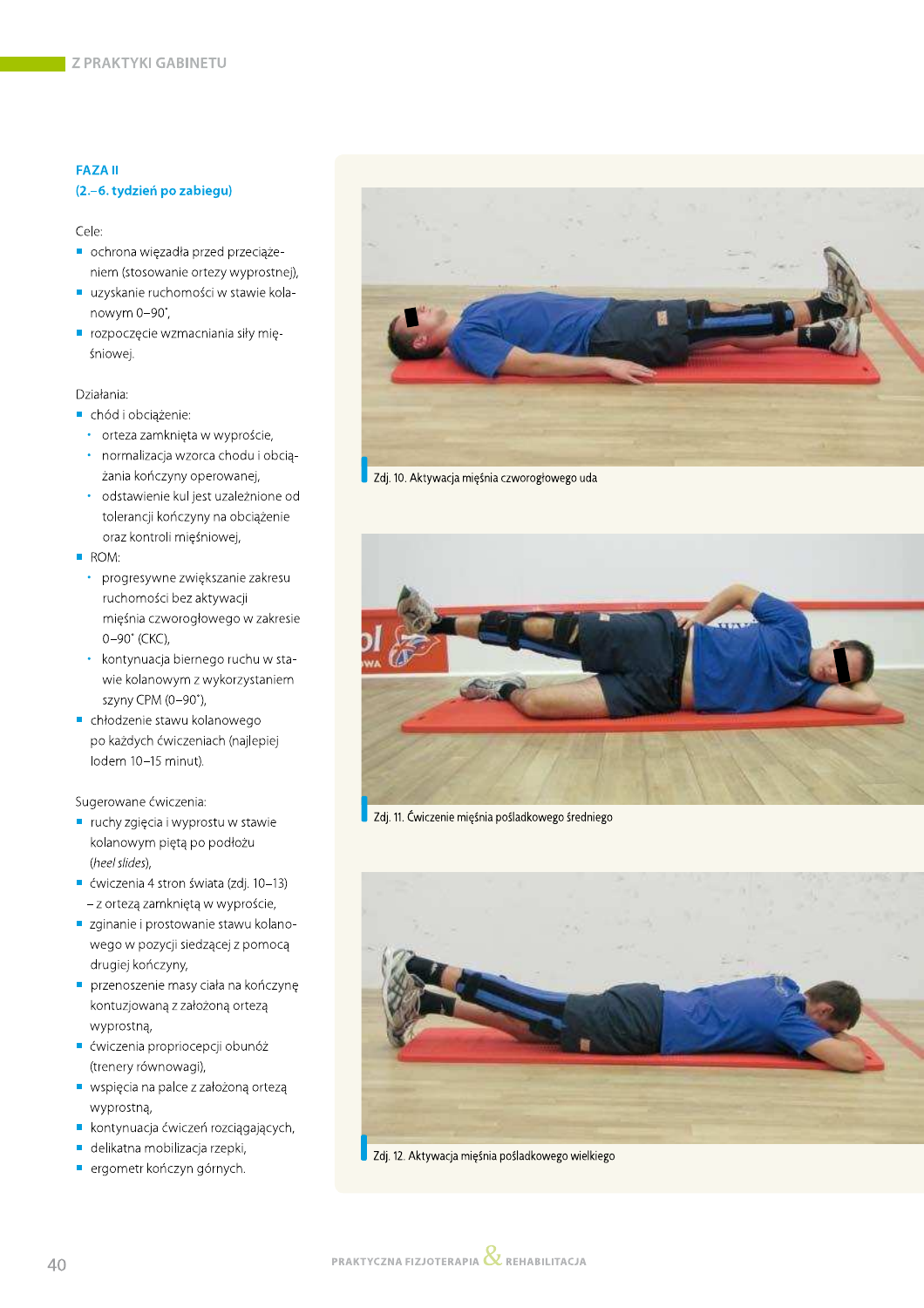## FAZA II
## (2.–6. tydzień po zabiegu)

Cele:

- ochrona więzadła przed przeciążeniem (stosowanie ortezy wyprostnej),
- uzyskanie ruchomości w stawie kolanowym 0–90°,
- rozpoczęcie wzmacniania siły mięśniowej.

Działania:

- chód i obciążenie:
  - orteza zamknięta w wyproście,
  - normalizacja wzorca chodu i obciążania kończyny operowanej,
  - odstawienie kul jest uzależnione od tolerancji kończyny na obciążenie oraz kontroli mięśniowej,
- ROM:
  - progresywne zwiększanie zakresu ruchomości bez aktywacji mięśnia czworogłowego w zakresie 0–90° (CKC),
  - kontynuacja biernego ruchu w stawie kolanowym z wykorzystaniem szyny CPM (0–90°),
- chłodzenie stawu kolanowego po każdych ćwiczeniach (najlepiej lodem 10–15 minut).

Sugerowane ćwiczenia:

- ruchy zgięcia i wyprostu w stawie kolanowym piętą po podłożu (*heel slides*),
- ćwiczenia 4 stron świata (zdj. 10–13) – z ortezą zamkniętą w wyproście,
- zginanie i prostowanie stawu kolanowego w pozycji siedzącej z pomocą drugiej kończyny,
- przenoszenie masy ciała na kończynę kontuzjowaną z założoną ortezą wyprostną,
- ćwiczenia propriocepcji obunóż (trenery równowagi),
- wspięcia na palce z założoną ortezą wyprostną,
- kontynuacja ćwiczeń rozciągających,
- delikatna mobilizacja rzepki,
- ergometr kończyn górnych.

Zdj. 10. Aktywacja mięśnia czworogłowego uda

Zdj. 11. Ćwiczenie mięśnia pośladkowego średniego

Zdj. 12. Aktywacja mięśnia pośladkowego wielkiego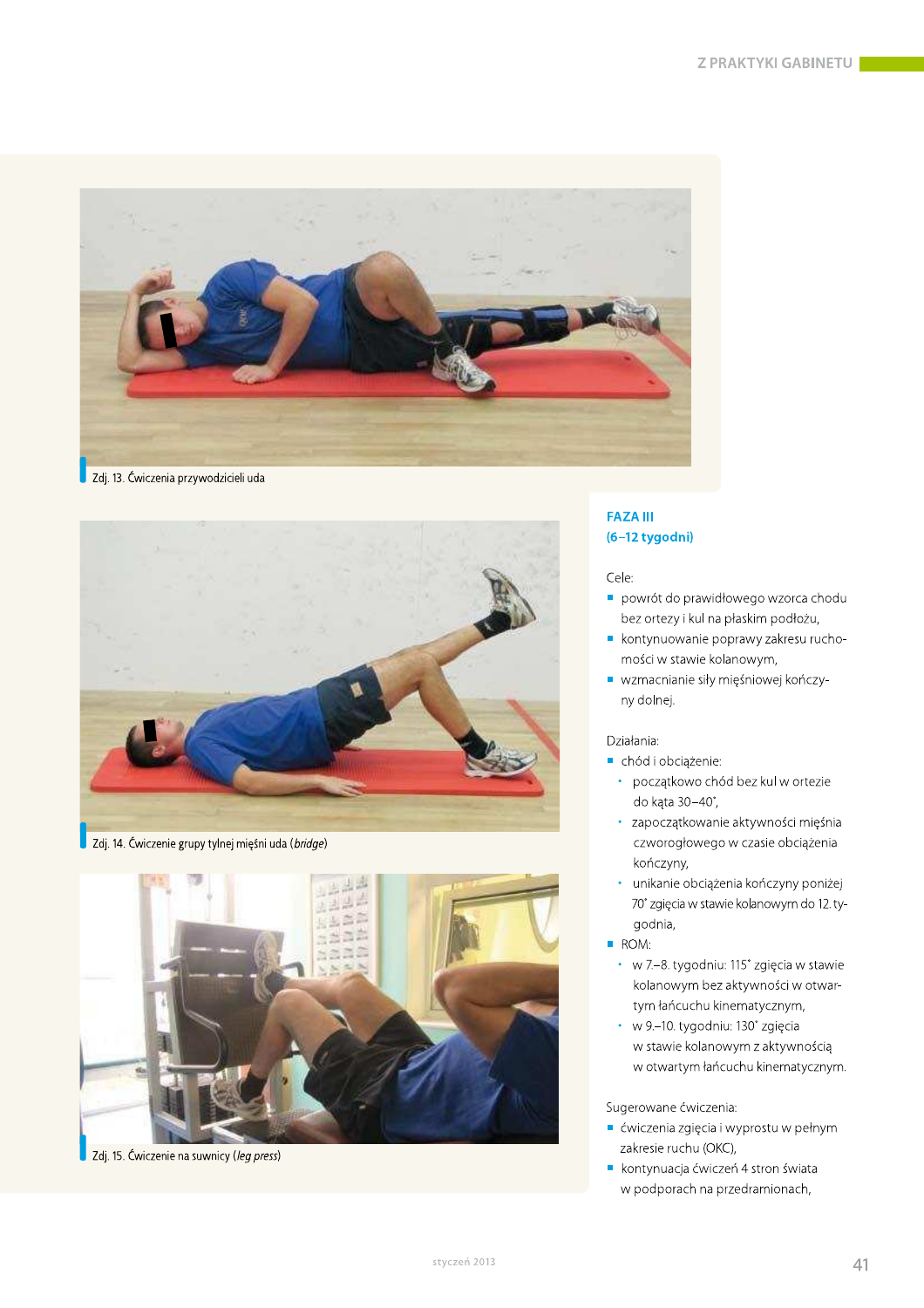Zdj. 13. Ćwiczenia przywodzicieli uda

Zdj. 14. Ćwiczenie grupy tylnej mięśni uda (*bridge*)

Zdj. 15. Ćwiczenie na suwnicy (*leg press*)

## FAZA III (6–12 tygodni)

Cele:

- powrót do prawidłowego wzorca chodu bez ortezy i kul na płaskim podłożu,
- kontynuowanie poprawy zakresu ruchomości w stawie kolanowym,
- wzmacnianie siły mięśniowej kończyny dolnej.

Działania:

- chód i obciążenie:
  - początkowo chód bez kul w ortezie do kąta 30–40˚,
  - zapoczątkowanie aktywności mięśnia czworogłowego w czasie obciążenia kończyny,
  - unikanie obciążenia kończyny poniżej 70˚ zgięcia w stawie kolanowym do 12. tygodnia,
- ROM:
  - w 7.–8. tygodniu: 115˚ zgięcia w stawie kolanowym bez aktywności w otwartym łańcuchu kinematycznym,
  - w 9.–10. tygodniu: 130˚ zgięcia w stawie kolanowym z aktywnością w otwartym łańcuchu kinematycznym.

Sugerowane ćwiczenia:

- ćwiczenia zgięcia i wyprostu w pełnym zakresie ruchu (OKC),
- kontynuacja ćwiczeń 4 stron świata w podporach na przedramionach,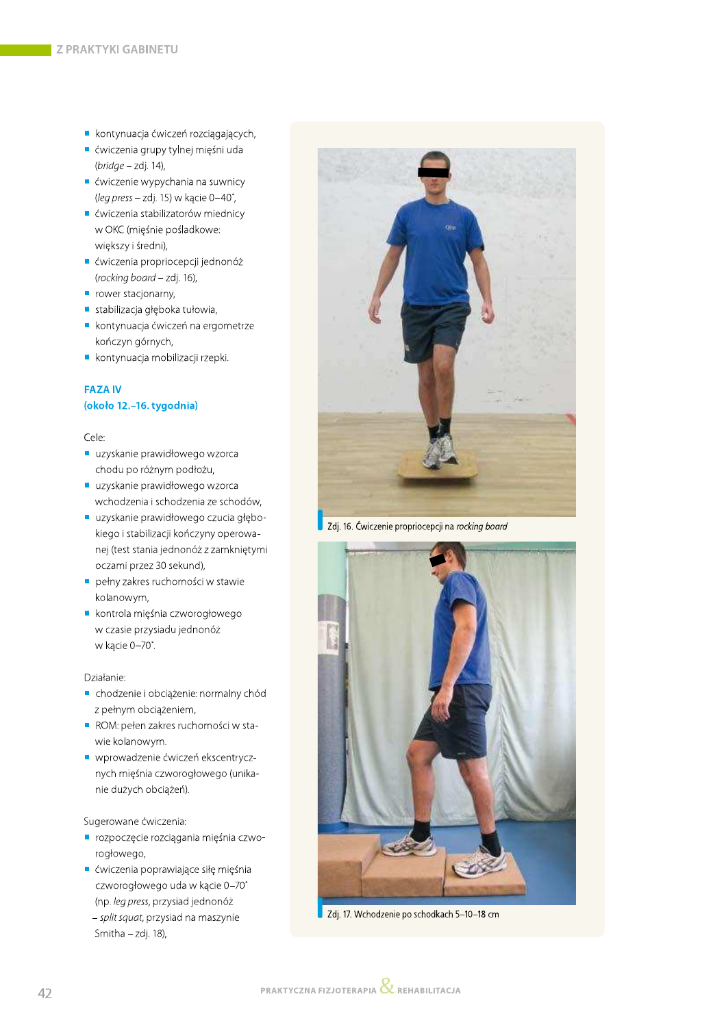- kontynuacja ćwiczeń rozciągających,
- ćwiczenia grupy tylnej mięśni uda (*bridge* – zdj. 14),
- ćwiczenie wypychania na suwnicy (*leg press* – zdj. 15) w kącie 0–40˚,
- ćwiczenia stabilizatorów miednicy w OKC (mięśnie pośladkowe: większy i średni),
- ćwiczenia propriocepcji jednonóż (*rocking board* – zdj. 16),
- rower stacjonarny,
- stabilizacja głęboka tułowia,
- kontynuacja ćwiczeń na ergometrze kończyn górnych,
- kontynuacja mobilizacji rzepki.

### FAZA IV
### (około 12.–16. tygodnia)

Cele:

- uzyskanie prawidłowego wzorca chodu po różnym podłożu,
- uzyskanie prawidłowego wzorca wchodzenia i schodzenia ze schodów,
- uzyskanie prawidłowego czucia głębokiego i stabilizacji kończyny operowanej (test stania jednonóż z zamkniętymi oczami przez 30 sekund),
- pełny zakres ruchomości w stawie kolanowym,
- kontrola mięśnia czworogłowego w czasie przysiadu jednonóż w kącie 0–70˚.

Działanie:

- chodzenie i obciążenie: normalny chód z pełnym obciążeniem,
- ROM: pełen zakres ruchomości w stawie kolanowym.
- wprowadzenie ćwiczeń ekscentrycznych mięśnia czworogłowego (unikanie dużych obciążeń).

Sugerowane ćwiczenia:

- rozpoczęcie rozciągania mięśnia czworogłowego,
- ćwiczenia poprawiające siłę mięśnia czworogłowego uda w kącie 0–70˚ (np. *leg press*, przysiad jednonóż – *split squat*, przysiad na maszynie Smitha – zdj. 18),

Zdj. 16. Ćwiczenie propriocepcji na *rocking board*

Zdj. 17. Wchodzenie po schodkach 5–10–18 cm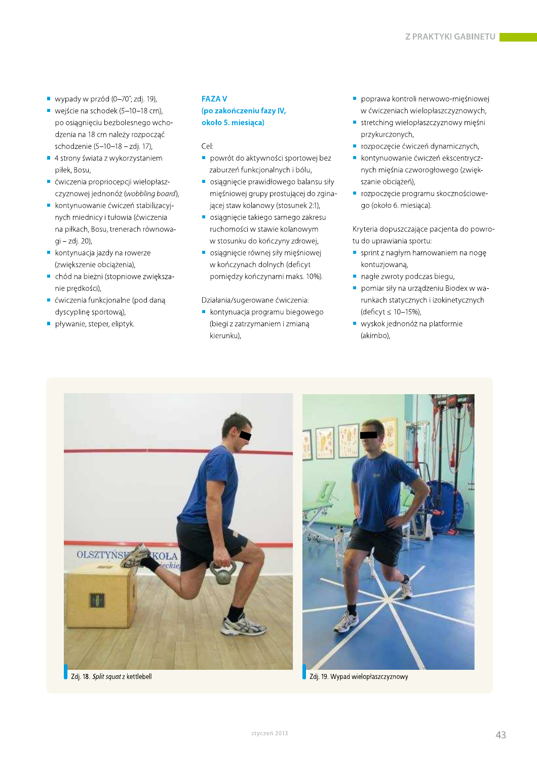- wypady w przód (0–70°; zdj. 19),
- wejście na schodek (5–10–18 cm), po osiągnięciu bezbolesnego wchodzenia na 18 cm należy rozpocząć schodzenie (5–10–18 – zdj. 17),
- 4 strony świata z wykorzystaniem piłek, Bosu,
- ćwiczenia propriocepcji wielopłaszczyznowej jednonóż (*wobbling board*),
- kontynuowanie ćwiczeń stabilizacyjnych miednicy i tułowia (ćwiczenia na piłkach, Bosu, trenerach równowagi – zdj. 20),
- kontynuacja jazdy na rowerze (zwiększenie obciążenia),
- chód na bieżni (stopniowe zwiększanie prędkości),
- ćwiczenia funkcjonalne (pod daną dyscyplinę sportową),
- pływanie, steper, eliptyk.

### FAZA V (po zakończeniu fazy IV, około 5. miesiąca)

Cel:

- powrót do aktywności sportowej bez zaburzeń funkcjonalnych i bólu,
- osiągnięcie prawidłowego balansu siły mięśniowej grupy prostującej do zginającej staw kolanowy (stosunek 2:1),
- osiągnięcie takiego samego zakresu ruchomości w stawie kolanowym w stosunku do kończyny zdrowej,
- osiągnięcie równej siły mięśniowej w kończynach dolnych (deficyt pomiędzy kończynami maks. 10%).

Działania/sugerowane ćwiczenia:

- kontynuacja programu biegowego (biegi z zatrzymaniem i zmianą kierunku),
- poprawa kontroli nerwowo-mięśniowej w ćwiczeniach wielopłaszczyznowych,
- stretching wielopłaszczyznowy mięśni przykurczonych,
- rozpoczęcie ćwiczeń dynamicznych,
- kontynuowanie ćwiczeń ekscentrycznych mięśnia czworogłowego (zwiększanie obciążeń),
- rozpoczęcie programu skocznościowego (około 6. miesiąca).

Kryteria dopuszczające pacjenta do powrotu do uprawiania sportu:

- sprint z nagłym hamowaniem na nogę kontuzjowaną,
- nagłe zwroty podczas biegu,
- pomiar siły na urządzeniu Biodex w warunkach statycznych i izokinetycznych (deficyt ≤ 10–15%),
- wyskok jednonóż na platformie (akimbo),

Zdj. 18. *Split squat* z kettlebell

Zdj. 19. Wypad wielopłaszczyznowy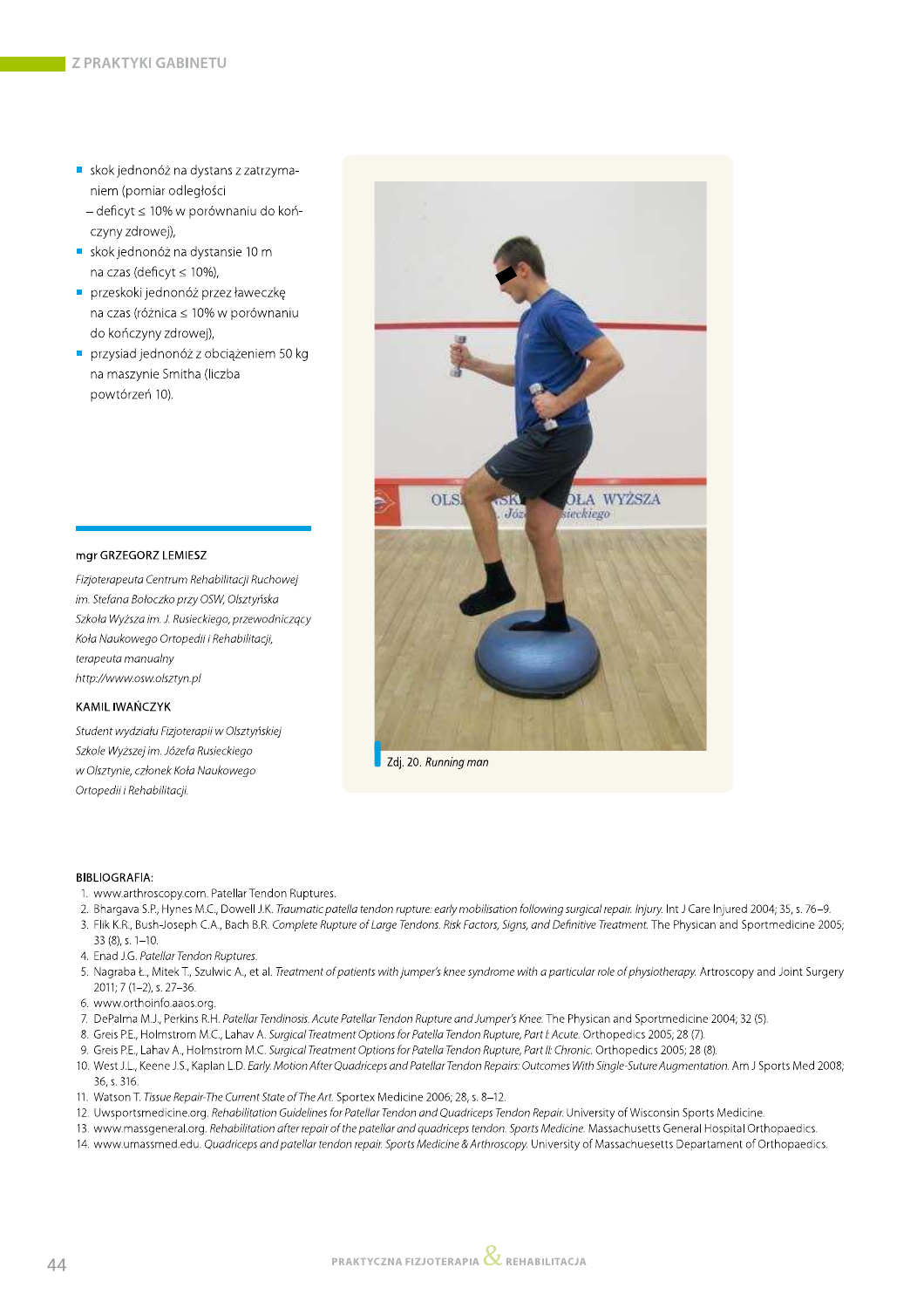- skok jednonóż na dystans z zatrzymaniem (pomiar odległości – deficyt ≤ 10% w porównaniu do kończyny zdrowej),
- skok jednonóż na dystansie 10 m na czas (deficyt ≤ 10%),
- przeskoki jednonóż przez ławeczkę na czas (różnica ≤ 10% w porównaniu do kończyny zdrowej),
- przysiad jednonóż z obciążeniem 50 kg na maszynie Smitha (liczba powtórzeń 10).

Zdj. 20. *Running man*

**mgr GRZEGORZ LEMIESZ**

*Fizjoterapeuta Centrum Rehabilitacji Ruchowej im. Stefana Bołoczko przy OSW, Olsztyńska Szkoła Wyższa im. J. Rusieckiego, przewodniczący Koła Naukowego Ortopedii i Rehabilitacji, terapeuta manualny*
*http://www.osw.olsztyn.pl*

**KAMIL IWAŃCZYK**

*Student wydziału Fizjoterapii w Olsztyńskiej Szkole Wyższej im. Józefa Rusieckiego w Olsztynie, członek Koła Naukowego Ortopedii i Rehabilitacji.*

**BIBLIOGRAFIA:**

1. www.arthroscopy.com. Patellar Tendon Ruptures.
2. Bhargava S.P., Hynes M.C., Dowell J.K. *Traumatic patella tendon rupture: early mobilisation following surgical repair. Injury.* Int J Care Injured 2004; 35, s. 76–9.
3. Flik K.R., Bush-Joseph C.A., Bach B.R. *Complete Rupture of Large Tendons. Risk Factors, Signs, and Definitive Treatment.* The Physican and Sportmedicine 2005; 33 (8), s. 1–10.
4. Enad J.G. *Patellar Tendon Ruptures.*
5. Nagraba Ł., Mitek T., Szulwic A., et al. *Treatment of patients with jumper's knee syndrome with a particular role of physiotherapy.* Artroscopy and Joint Surgery 2011; 7 (1–2), s. 27–36.
6. www.orthoinfo.aaos.org.
7. DePalma M.J., Perkins R.H. *Patellar Tendinosis. Acute Patellar Tendon Rupture and Jumper's Knee.* The Physican and Sportmedicine 2004; 32 (5).
8. Greis P.E., Holmstrom M.C., Lahav A. *Surgical Treatment Options for Patella Tendon Rupture, Part I: Acute.* Orthopedics 2005; 28 (7).
9. Greis P.E., Lahav A., Holmstrom M.C. *Surgical Treatment Options for Patella Tendon Rupture, Part II: Chronic.* Orthopedics 2005; 28 (8).
10. West J.L., Keene J.S., Kaplan L.D. *Early Motion After Quadriceps and Patellar Tendon Repairs: Outcomes With Single-Suture Augmentation.* Am J Sports Med 2008; 36, s. 316.
11. Watson T. *Tissue Repair-The Current State of The Art.* Sportex Medicine 2006; 28, s. 8–12.
12. Uwsportsmedicine.org. *Rehabilitation Guidelines for Patellar Tendon and Quadriceps Tendon Repair.* University of Wisconsin Sports Medicine.
13. www.massgeneral.org. *Rehabilitation after repair of the patellar and quadriceps tendon. Sports Medicine.* Massachusetts General Hospital Orthopaedics.
14. www.umassmed.edu. *Quadriceps and patellar tendon repair. Sports Medicine & Arthroscopy.* University of Massachuesetts Departament of Orthopaedics.